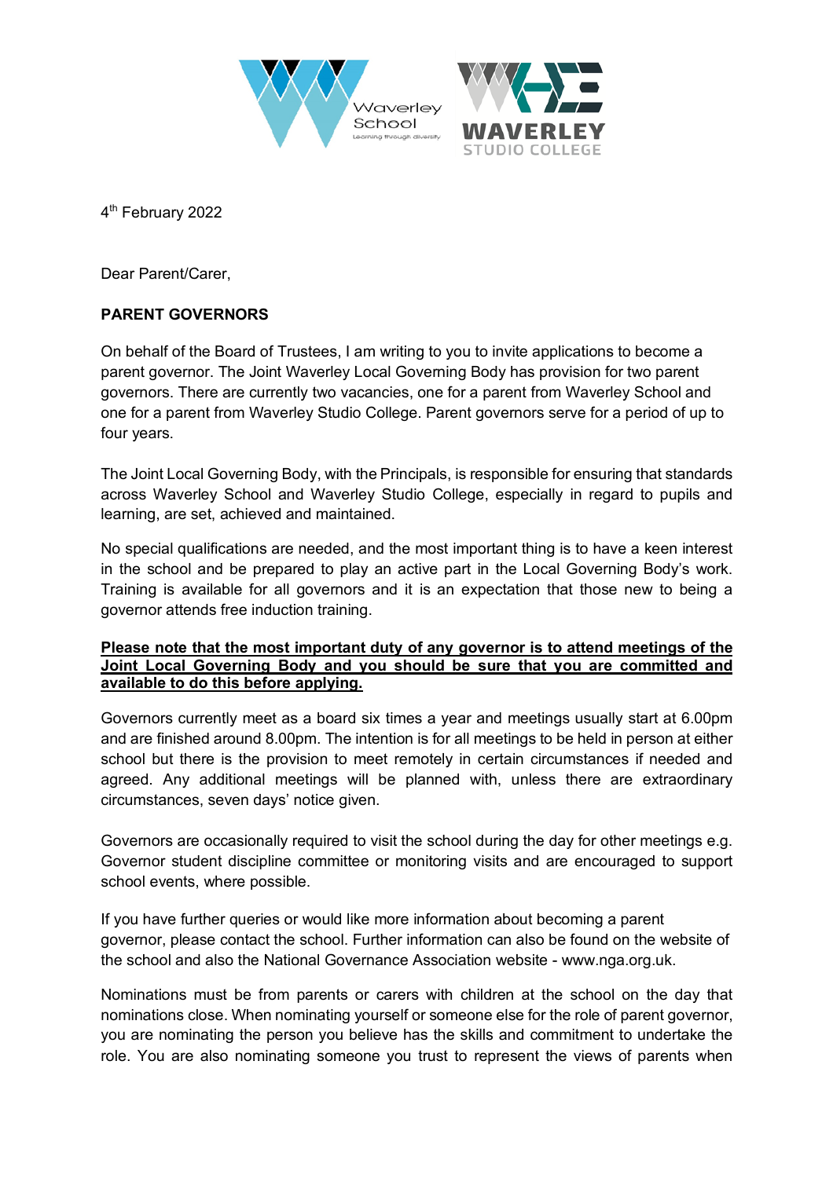4th February 2022

Dear Parent/Carer,

**PARENT GOVERNORS**

On behalf of the Board of Trustees, I am writing to you to invite applications to become a parent governor. The Joint Waverley Local Governing Body has provision for two parent governors. There are currently two vacancies, one for a parent from Waverley School and one for a parent from Waverley Studio College. Parent governors serve for a period of up to four years.

The Joint Local Governing Body, with the Principals, is responsible for ensuring that standards across Waverley School and Waverley Studio College, especially in regard to pupils and learning, are set, achieved and maintained.

No special qualifications are needed, and the most important thing is to have a keen interest in the school and be prepared to play an active part in the Local Governing Body's work. Training is available for all governors and it is an expectation that those new to being a governor attends free induction training.

**Please note that the most important duty of any governor is to attend meetings of the Joint Local Governing Body and you should be sure that you are committed and available to do this before applying.**

Governors currently meet as a board six times a year and meetings usually start at 6.00pm and are finished around 8.00pm. The intention is for all meetings to be held in person at either school but there is the provision to meet remotely in certain circumstances if needed and agreed. Any additional meetings will be planned with, unless there are extraordinary circumstances, seven days' notice given.

Governors are occasionally required to visit the school during the day for other meetings e.g. Governor student discipline committee or monitoring visits and are encouraged to support school events, where possible.

If you have further queries or would like more information about becoming a parent governor, please contact the school. Further information can also be found on the website of the school and also the National Governance Association website - www.nga.org.uk.

Nominations must be from parents or carers with children at the school on the day that nominations close. When nominating yourself or someone else for the role of parent governor, you are nominating the person you believe has the skills and commitment to undertake the role. You are also nominating someone you trust to represent the views of parents when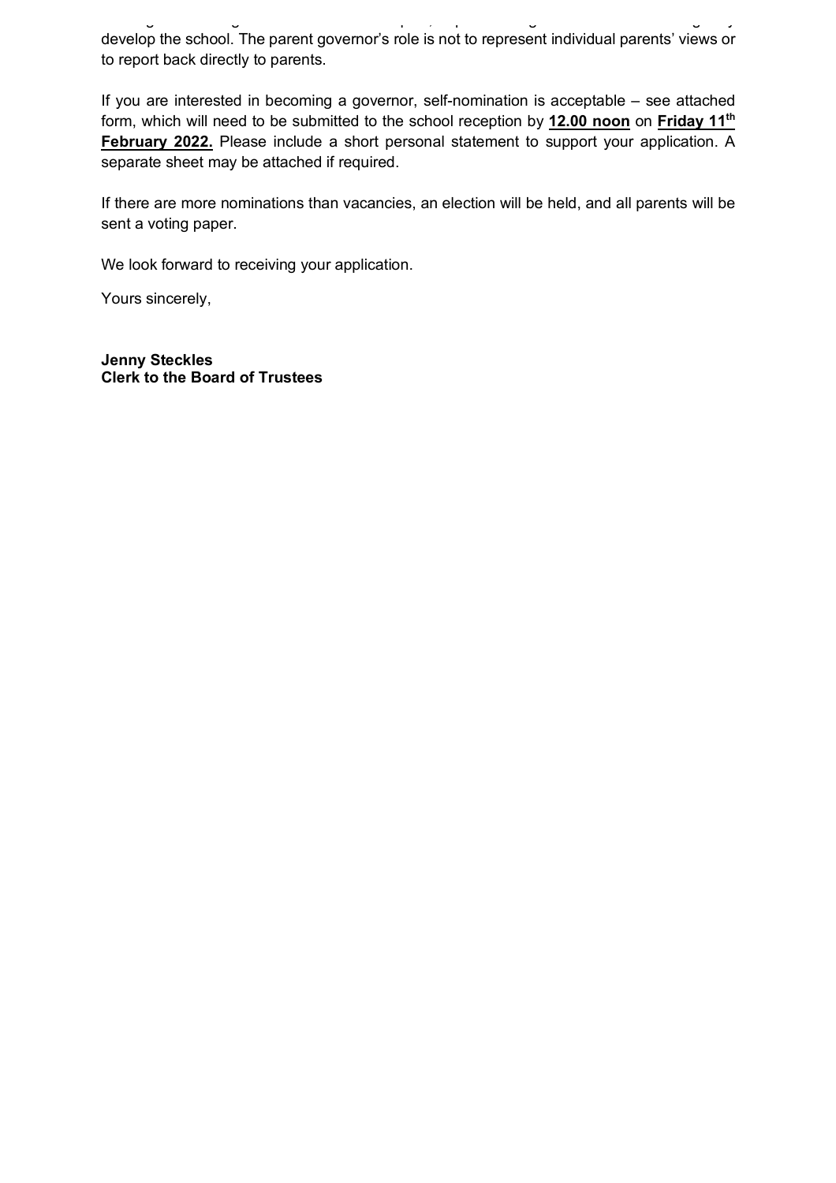develop the school. The parent governor's role is not to represent individual parents' views or to report back directly to parents.

If you are interested in becoming a governor, self-nomination is acceptable – see attached form, which will need to be submitted to the school reception by **12.00 noon** on **Friday 11th February 2022.** Please include a short personal statement to support your application. A separate sheet may be attached if required.

If there are more nominations than vacancies, an election will be held, and all parents will be sent a voting paper.

We look forward to receiving your application.

Yours sincerely,

**Jenny Steckles**
**Clerk to the Board of Trustees**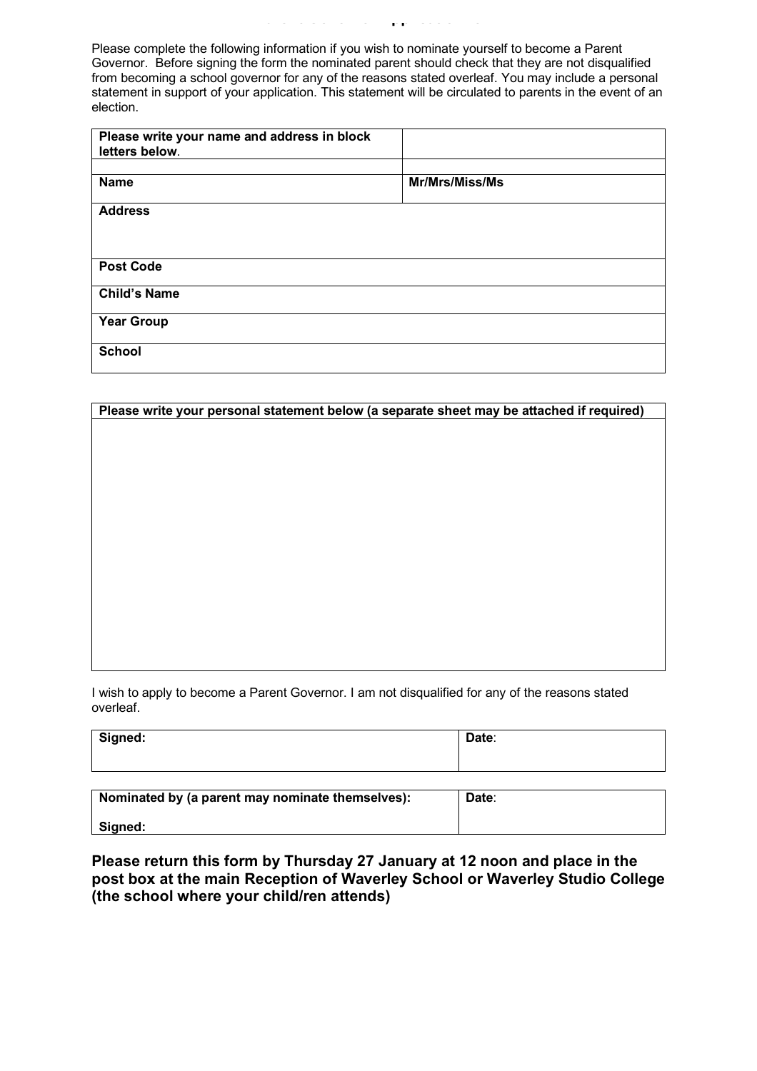Please complete the following information if you wish to nominate yourself to become a Parent Governor. Before signing the form the nominated parent should check that they are not disqualified from becoming a school governor for any of the reasons stated overleaf. You may include a personal statement in support of your application. This statement will be circulated to parents in the event of an election.

| **Please write your name and address in block letters below**. | |
|---|---|
| | |
| **Name** | **Mr/Mrs/Miss/Ms** |
| **Address** | |
| **Post Code** | |
| **Child's Name** | |
| **Year Group** | |
| **School** | |

| **Please write your personal statement below (a separate sheet may be attached if required)** |
|---|
| |

I wish to apply to become a Parent Governor. I am not disqualified for any of the reasons stated overleaf.

| **Signed:** | **Date**: |
|---|---|

| **Nominated by (a parent may nominate themselves):**<br><br>**Signed:** | **Date**: |
|---|---|

**Please return this form by Thursday 27 January at 12 noon and place in the post box at the main Reception of Waverley School or Waverley Studio College (the school where your child/ren attends)**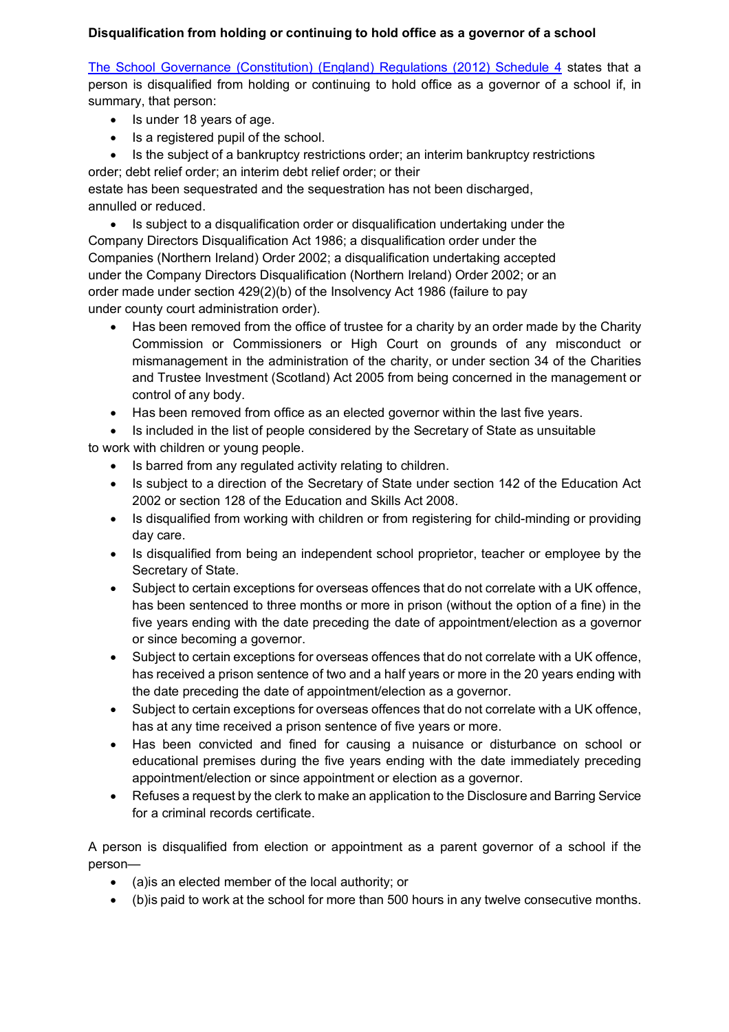**Disqualification from holding or continuing to hold office as a governor of a school**

[The School Governance (Constitution) (England) Regulations (2012) Schedule 4](#) states that a person is disqualified from holding or continuing to hold office as a governor of a school if, in summary, that person:

- Is under 18 years of age.
- Is a registered pupil of the school.
- Is the subject of a bankruptcy restrictions order; an interim bankruptcy restrictions order; debt relief order; an interim debt relief order; or their estate has been sequestrated and the sequestration has not been discharged, annulled or reduced.
- Is subject to a disqualification order or disqualification undertaking under the Company Directors Disqualification Act 1986; a disqualification order under the Companies (Northern Ireland) Order 2002; a disqualification undertaking accepted under the Company Directors Disqualification (Northern Ireland) Order 2002; or an order made under section 429(2)(b) of the Insolvency Act 1986 (failure to pay under county court administration order).
- Has been removed from the office of trustee for a charity by an order made by the Charity Commission or Commissioners or High Court on grounds of any misconduct or mismanagement in the administration of the charity, or under section 34 of the Charities and Trustee Investment (Scotland) Act 2005 from being concerned in the management or control of any body.
- Has been removed from office as an elected governor within the last five years.
- Is included in the list of people considered by the Secretary of State as unsuitable to work with children or young people.
- Is barred from any regulated activity relating to children.
- Is subject to a direction of the Secretary of State under section 142 of the Education Act 2002 or section 128 of the Education and Skills Act 2008.
- Is disqualified from working with children or from registering for child-minding or providing day care.
- Is disqualified from being an independent school proprietor, teacher or employee by the Secretary of State.
- Subject to certain exceptions for overseas offences that do not correlate with a UK offence, has been sentenced to three months or more in prison (without the option of a fine) in the five years ending with the date preceding the date of appointment/election as a governor or since becoming a governor.
- Subject to certain exceptions for overseas offences that do not correlate with a UK offence, has received a prison sentence of two and a half years or more in the 20 years ending with the date preceding the date of appointment/election as a governor.
- Subject to certain exceptions for overseas offences that do not correlate with a UK offence, has at any time received a prison sentence of five years or more.
- Has been convicted and fined for causing a nuisance or disturbance on school or educational premises during the five years ending with the date immediately preceding appointment/election or since appointment or election as a governor.
- Refuses a request by the clerk to make an application to the Disclosure and Barring Service for a criminal records certificate.

A person is disqualified from election or appointment as a parent governor of a school if the person—

- (a)is an elected member of the local authority; or
- (b)is paid to work at the school for more than 500 hours in any twelve consecutive months.